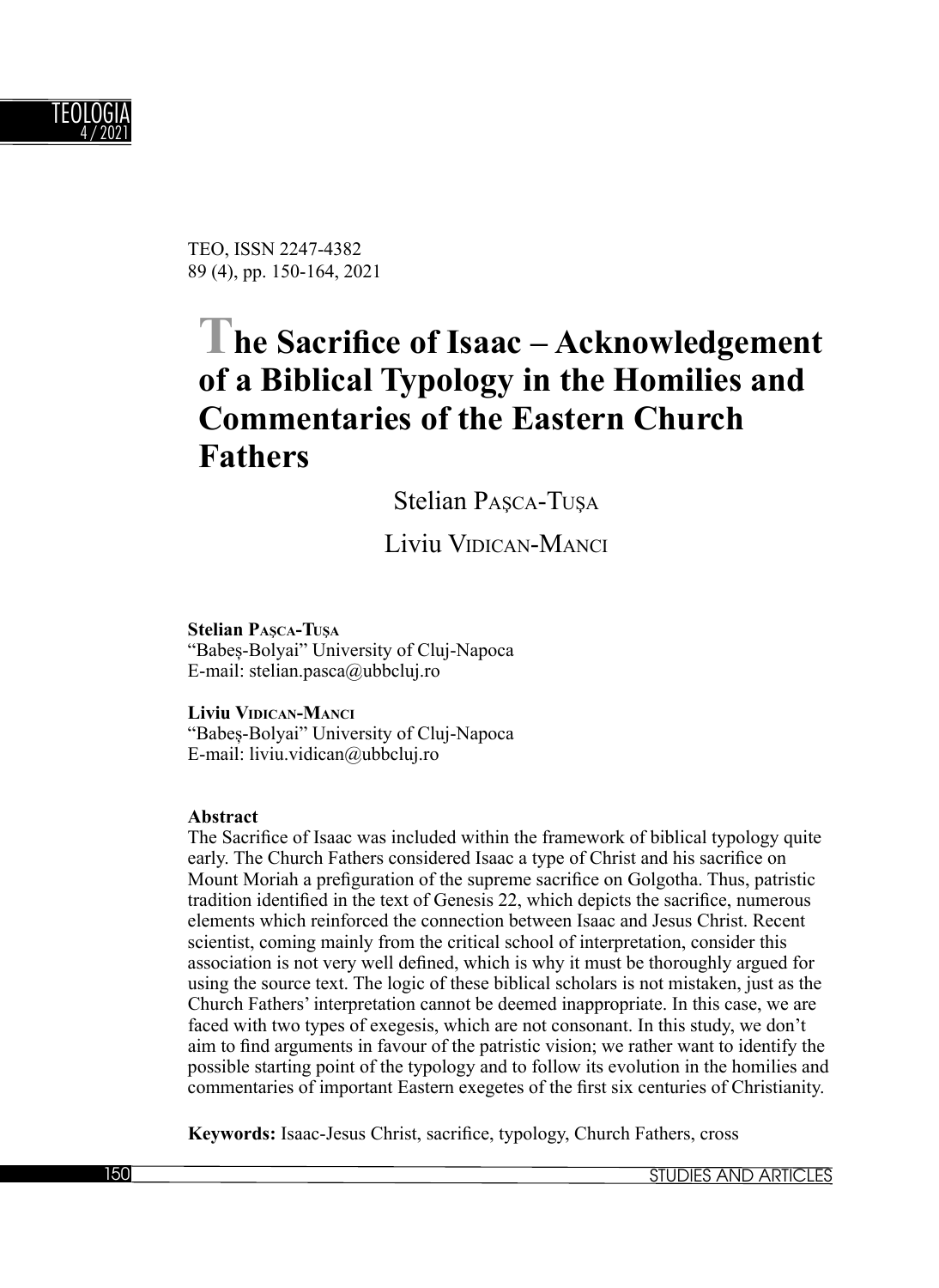TEO, ISSN 2247-4382
89 (4), pp. 150-164, 2021

# The Sacrifice of Isaac – Acknowledgement of a Biblical Typology in the Homilies and Commentaries of the Eastern Church Fathers

Stelian PAŞCA-TUŞA

Liviu VIDICAN-MANCI

**Stelian PAŞCA-TUŞA**
"Babeş-Bolyai" University of Cluj-Napoca
E-mail: stelian.pasca@ubbcluj.ro

**Liviu VIDICAN-MANCI**
"Babeş-Bolyai" University of Cluj-Napoca
E-mail: liviu.vidican@ubbcluj.ro

**Abstract**

The Sacrifice of Isaac was included within the framework of biblical typology quite early. The Church Fathers considered Isaac a type of Christ and his sacrifice on Mount Moriah a prefiguration of the supreme sacrifice on Golgotha. Thus, patristic tradition identified in the text of Genesis 22, which depicts the sacrifice, numerous elements which reinforced the connection between Isaac and Jesus Christ. Recent scientist, coming mainly from the critical school of interpretation, consider this association is not very well defined, which is why it must be thoroughly argued for using the source text. The logic of these biblical scholars is not mistaken, just as the Church Fathers' interpretation cannot be deemed inappropriate. In this case, we are faced with two types of exegesis, which are not consonant. In this study, we don't aim to find arguments in favour of the patristic vision; we rather want to identify the possible starting point of the typology and to follow its evolution in the homilies and commentaries of important Eastern exegetes of the first six centuries of Christianity.

**Keywords:** Isaac-Jesus Christ, sacrifice, typology, Church Fathers, cross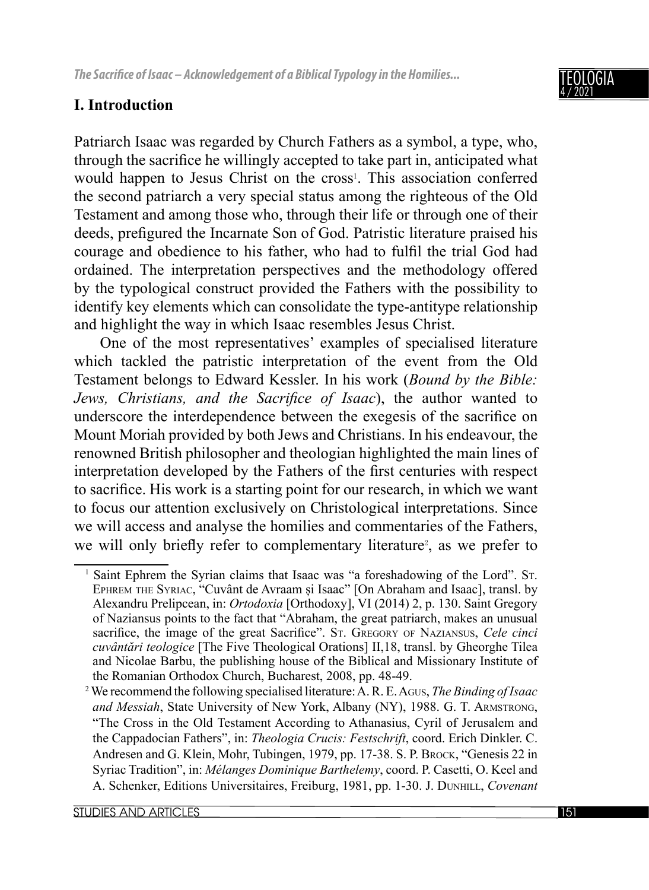## I. Introduction

Patriarch Isaac was regarded by Church Fathers as a symbol, a type, who, through the sacrifice he willingly accepted to take part in, anticipated what would happen to Jesus Christ on the cross[1]. This association conferred the second patriarch a very special status among the righteous of the Old Testament and among those who, through their life or through one of their deeds, prefigured the Incarnate Son of God. Patristic literature praised his courage and obedience to his father, who had to fulfil the trial God had ordained. The interpretation perspectives and the methodology offered by the typological construct provided the Fathers with the possibility to identify key elements which can consolidate the type-antitype relationship and highlight the way in which Isaac resembles Jesus Christ.

One of the most representatives' examples of specialised literature which tackled the patristic interpretation of the event from the Old Testament belongs to Edward Kessler. In his work (*Bound by the Bible: Jews, Christians, and the Sacrifice of Isaac*), the author wanted to underscore the interdependence between the exegesis of the sacrifice on Mount Moriah provided by both Jews and Christians. In his endeavour, the renowned British philosopher and theologian highlighted the main lines of interpretation developed by the Fathers of the first centuries with respect to sacrifice. His work is a starting point for our research, in which we want to focus our attention exclusively on Christological interpretations. Since we will access and analyse the homilies and commentaries of the Fathers, we will only briefly refer to complementary literature[2], as we prefer to

---

[1] Saint Ephrem the Syrian claims that Isaac was "a foreshadowing of the Lord". St. Ephrem the Syriac, "Cuvânt de Avraam și Isaac" [On Abraham and Isaac], transl. by Alexandru Prelipcean, in: *Ortodoxia* [Orthodoxy], VI (2014) 2, p. 130. Saint Gregory of Naziansus points to the fact that "Abraham, the great patriarch, makes an unusual sacrifice, the image of the great Sacrifice". St. Gregory of Naziansus, *Cele cinci cuvântări teologice* [The Five Theological Orations] II,18, transl. by Gheorghe Tilea and Nicolae Barbu, the publishing house of the Biblical and Missionary Institute of the Romanian Orthodox Church, Bucharest, 2008, pp. 48-49.

[2] We recommend the following specialised literature: A. R. E. Agus, *The Binding of Isaac and Messiah*, State University of New York, Albany (NY), 1988. G. T. Armstrong, "The Cross in the Old Testament According to Athanasius, Cyril of Jerusalem and the Cappadocian Fathers", in: *Theologia Crucis: Festschrift*, coord. Erich Dinkler. C. Andresen and G. Klein, Mohr, Tubingen, 1979, pp. 17-38. S. P. Brock, "Genesis 22 in Syriac Tradition", in: *Mélanges Dominique Barthelemy*, coord. P. Casetti, O. Keel and A. Schenker, Editions Universitaires, Freiburg, 1981, pp. 1-30. J. Dunhill, *Covenant*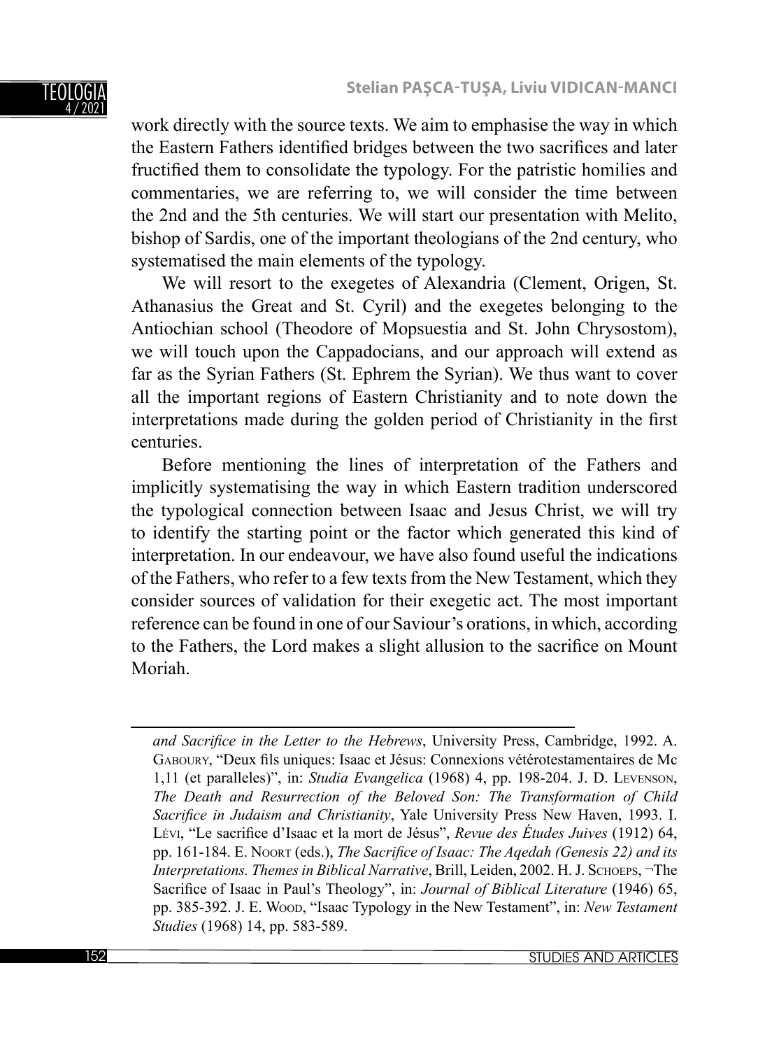work directly with the source texts. We aim to emphasise the way in which the Eastern Fathers identified bridges between the two sacrifices and later fructified them to consolidate the typology. For the patristic homilies and commentaries, we are referring to, we will consider the time between the 2nd and the 5th centuries. We will start our presentation with Melito, bishop of Sardis, one of the important theologians of the 2nd century, who systematised the main elements of the typology.

We will resort to the exegetes of Alexandria (Clement, Origen, St. Athanasius the Great and St. Cyril) and the exegetes belonging to the Antiochian school (Theodore of Mopsuestia and St. John Chrysostom), we will touch upon the Cappadocians, and our approach will extend as far as the Syrian Fathers (St. Ephrem the Syrian). We thus want to cover all the important regions of Eastern Christianity and to note down the interpretations made during the golden period of Christianity in the first centuries.

Before mentioning the lines of interpretation of the Fathers and implicitly systematising the way in which Eastern tradition underscored the typological connection between Isaac and Jesus Christ, we will try to identify the starting point or the factor which generated this kind of interpretation. In our endeavour, we have also found useful the indications of the Fathers, who refer to a few texts from the New Testament, which they consider sources of validation for their exegetic act. The most important reference can be found in one of our Saviour's orations, in which, according to the Fathers, the Lord makes a slight allusion to the sacrifice on Mount Moriah.

---

*and Sacrifice in the Letter to the Hebrews*, University Press, Cambridge, 1992. A. Gaboury, "Deux fils uniques: Isaac et Jésus: Connexions vétérotestamentaires de Mc 1,11 (et paralleles)", in: *Studia Evangelica* (1968) 4, pp. 198-204. J. D. Levenson, *The Death and Resurrection of the Beloved Son: The Transformation of Child Sacrifice in Judaism and Christianity*, Yale University Press New Haven, 1993. I. Lévi, "Le sacrifice d'Isaac et la mort de Jésus", *Revue des Études Juives* (1912) 64, pp. 161-184. E. Noort (eds.), *The Sacrifice of Isaac: The Aqedah (Genesis 22) and its Interpretations. Themes in Biblical Narrative*, Brill, Leiden, 2002. H. J. Schoeps, ¬The Sacrifice of Isaac in Paul's Theology", in: *Journal of Biblical Literature* (1946) 65, pp. 385-392. J. E. Wood, "Isaac Typology in the New Testament", in: *New Testament Studies* (1968) 14, pp. 583-589.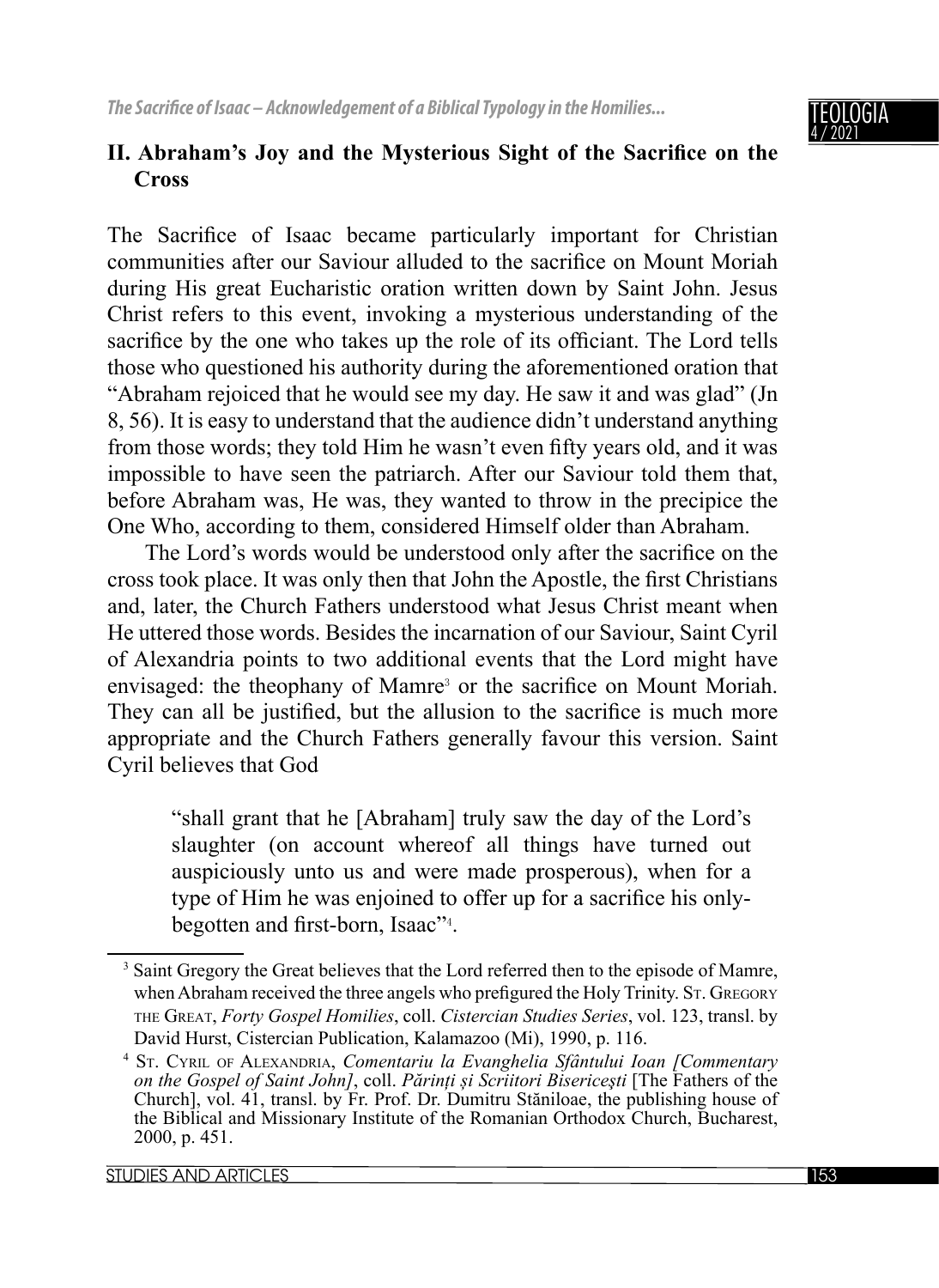## II. Abraham's Joy and the Mysterious Sight of the Sacrifice on the Cross

The Sacrifice of Isaac became particularly important for Christian communities after our Saviour alluded to the sacrifice on Mount Moriah during His great Eucharistic oration written down by Saint John. Jesus Christ refers to this event, invoking a mysterious understanding of the sacrifice by the one who takes up the role of its officiant. The Lord tells those who questioned his authority during the aforementioned oration that "Abraham rejoiced that he would see my day. He saw it and was glad" (Jn 8, 56). It is easy to understand that the audience didn't understand anything from those words; they told Him he wasn't even fifty years old, and it was impossible to have seen the patriarch. After our Saviour told them that, before Abraham was, He was, they wanted to throw in the precipice the One Who, according to them, considered Himself older than Abraham.

The Lord's words would be understood only after the sacrifice on the cross took place. It was only then that John the Apostle, the first Christians and, later, the Church Fathers understood what Jesus Christ meant when He uttered those words. Besides the incarnation of our Saviour, Saint Cyril of Alexandria points to two additional events that the Lord might have envisaged: the theophany of Mamre[3] or the sacrifice on Mount Moriah. They can all be justified, but the allusion to the sacrifice is much more appropriate and the Church Fathers generally favour this version. Saint Cyril believes that God

> "shall grant that he [Abraham] truly saw the day of the Lord's slaughter (on account whereof all things have turned out auspiciously unto us and were made prosperous), when for a type of Him he was enjoined to offer up for a sacrifice his only-begotten and first-born, Isaac"[4].

---

[3] Saint Gregory the Great believes that the Lord referred then to the episode of Mamre, when Abraham received the three angels who prefigured the Holy Trinity. St. Gregory the Great, *Forty Gospel Homilies*, coll. *Cistercian Studies Series*, vol. 123, transl. by David Hurst, Cistercian Publication, Kalamazoo (Mi), 1990, p. 116.

[4] St. Cyril of Alexandria, *Comentariu la Evanghelia Sfântului Ioan [Commentary on the Gospel of Saint John]*, coll. *Părinți și Scriitori Bisericești* [The Fathers of the Church], vol. 41, transl. by Fr. Prof. Dr. Dumitru Stăniloae, the publishing house of the Biblical and Missionary Institute of the Romanian Orthodox Church, Bucharest, 2000, p. 451.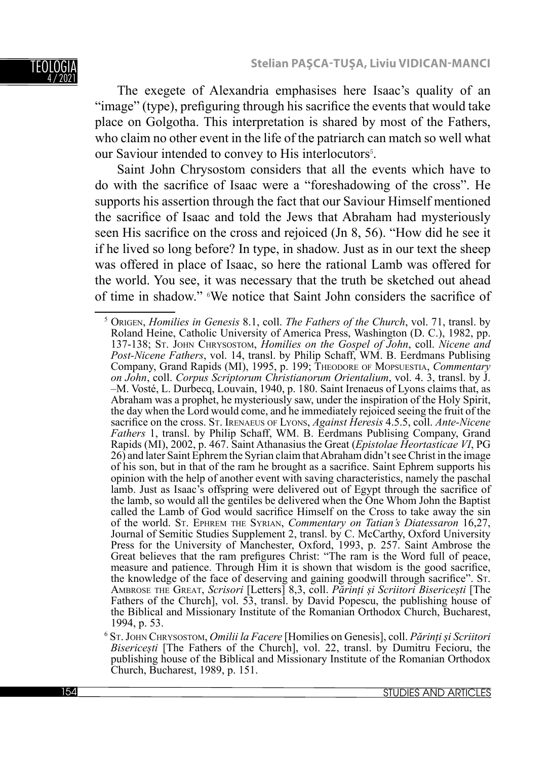The exegete of Alexandria emphasises here Isaac's quality of an "image" (type), prefiguring through his sacrifice the events that would take place on Golgotha. This interpretation is shared by most of the Fathers, who claim no other event in the life of the patriarch can match so well what our Saviour intended to convey to His interlocutors[5].

Saint John Chrysostom considers that all the events which have to do with the sacrifice of Isaac were a "foreshadowing of the cross". He supports his assertion through the fact that our Saviour Himself mentioned the sacrifice of Isaac and told the Jews that Abraham had mysteriously seen His sacrifice on the cross and rejoiced (Jn 8, 56). "How did he see it if he lived so long before? In type, in shadow. Just as in our text the sheep was offered in place of Isaac, so here the rational Lamb was offered for the world. You see, it was necessary that the truth be sketched out ahead of time in shadow." [6]We notice that Saint John considers the sacrifice of

---

[5] Origen, *Homilies in Genesis* 8.1, coll. *The Fathers of the Church*, vol. 71, transl. by Roland Heine, Catholic University of America Press, Washington (D. C.), 1982, pp. 137-138; St. John Chrysostom, *Homilies on the Gospel of John*, coll. *Nicene and Post-Nicene Fathers*, vol. 14, transl. by Philip Schaff, WM. B. Eerdmans Publising Company, Grand Rapids (MI), 1995, p. 199; Theodore of Mopsuestia, *Commentary on John*, coll. *Corpus Scriptorum Christianorum Orientalium*, vol. 4. 3, transl. by J. –M. Vosté, L. Durbecq, Louvain, 1940, p. 180. Saint Irenaeus of Lyons claims that, as Abraham was a prophet, he mysteriously saw, under the inspiration of the Holy Spirit, the day when the Lord would come, and he immediately rejoiced seeing the fruit of the sacrifice on the cross. St. Irenaeus of Lyons, *Against Heresis* 4.5.5, coll. *Ante-Nicene Fathers* 1, transl. by Philip Schaff, WM. B. Eerdmans Publising Company, Grand Rapids (MI), 2002, p. 467. Saint Athanasius the Great (*Epistolae Heortasticae VI*, PG 26) and later Saint Ephrem the Syrian claim that Abraham didn't see Christ in the image of his son, but in that of the ram he brought as a sacrifice. Saint Ephrem supports his opinion with the help of another event with saving characteristics, namely the paschal lamb. Just as Isaac's offspring were delivered out of Egypt through the sacrifice of the lamb, so would all the gentiles be delivered when the One Whom John the Baptist called the Lamb of God would sacrifice Himself on the Cross to take away the sin of the world. St. Ephrem the Syrian, *Commentary on Tatian's Diatessaron* 16,27, Journal of Semitic Studies Supplement 2, transl. by C. McCarthy, Oxford University Press for the University of Manchester, Oxford, 1993, p. 257. Saint Ambrose the Great believes that the ram prefigures Christ: "The ram is the Word full of peace, measure and patience. Through Him it is shown that wisdom is the good sacrifice, the knowledge of the face of deserving and gaining goodwill through sacrifice". St. Ambrose the Great, *Scrisori* [Letters] 8,3, coll. *Părinți și Scriitori Bisericești* [The Fathers of the Church], vol. 53, transl. by David Popescu, the publishing house of the Biblical and Missionary Institute of the Romanian Orthodox Church, Bucharest, 1994, p. 53.

[6] St. John Chrysostom, *Omilii la Facere* [Homilies on Genesis], coll. *Părinți și Scriitori Bisericești* [The Fathers of the Church], vol. 22, transl. by Dumitru Fecioru, the publishing house of the Biblical and Missionary Institute of the Romanian Orthodox Church, Bucharest, 1989, p. 151.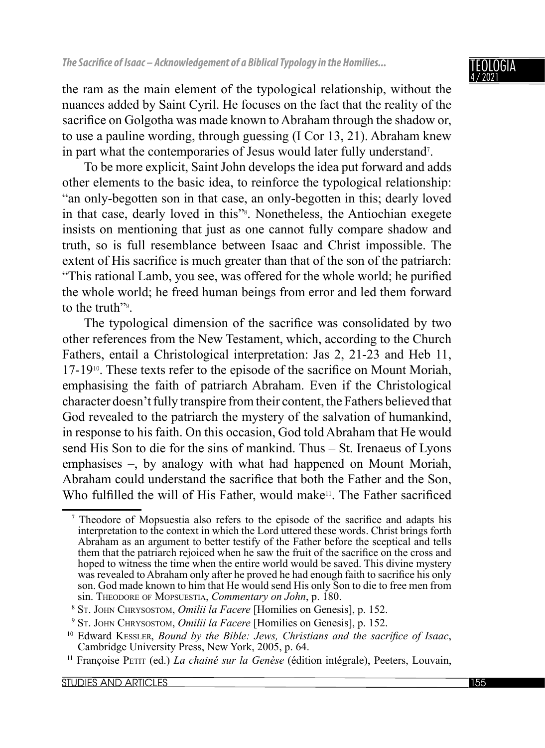the ram as the main element of the typological relationship, without the nuances added by Saint Cyril. He focuses on the fact that the reality of the sacrifice on Golgotha was made known to Abraham through the shadow or, to use a pauline wording, through guessing (I Cor 13, 21). Abraham knew in part what the contemporaries of Jesus would later fully understand[7].

To be more explicit, Saint John develops the idea put forward and adds other elements to the basic idea, to reinforce the typological relationship: "an only-begotten son in that case, an only-begotten in this; dearly loved in that case, dearly loved in this"[8]. Nonetheless, the Antiochian exegete insists on mentioning that just as one cannot fully compare shadow and truth, so is full resemblance between Isaac and Christ impossible. The extent of His sacrifice is much greater than that of the son of the patriarch: "This rational Lamb, you see, was offered for the whole world; he purified the whole world; he freed human beings from error and led them forward to the truth"[9].

The typological dimension of the sacrifice was consolidated by two other references from the New Testament, which, according to the Church Fathers, entail a Christological interpretation: Jas 2, 21-23 and Heb 11, 17-19[10]. These texts refer to the episode of the sacrifice on Mount Moriah, emphasising the faith of patriarch Abraham. Even if the Christological character doesn't fully transpire from their content, the Fathers believed that God revealed to the patriarch the mystery of the salvation of humankind, in response to his faith. On this occasion, God told Abraham that He would send His Son to die for the sins of mankind. Thus – St. Irenaeus of Lyons emphasises –, by analogy with what had happened on Mount Moriah, Abraham could understand the sacrifice that both the Father and the Son, Who fulfilled the will of His Father, would make[11]. The Father sacrificed

---

[7] Theodore of Mopsuestia also refers to the episode of the sacrifice and adapts his interpretation to the context in which the Lord uttered these words. Christ brings forth Abraham as an argument to better testify of the Father before the sceptical and tells them that the patriarch rejoiced when he saw the fruit of the sacrifice on the cross and hoped to witness the time when the entire world would be saved. This divine mystery was revealed to Abraham only after he proved he had enough faith to sacrifice his only son. God made known to him that He would send His only Son to die to free men from sin. Theodore of Mopsuestia, *Commentary on John*, p. 180.

[8] St. John Chrysostom, *Omilii la Facere* [Homilies on Genesis], p. 152.

[9] St. John Chrysostom, *Omilii la Facere* [Homilies on Genesis], p. 152.

[10] Edward Kessler, *Bound by the Bible: Jews, Christians and the sacrifice of Isaac*, Cambridge University Press, New York, 2005, p. 64.

[11] Françoise Petit (ed.) *La chainé sur la Genèse* (édition intégrale), Peeters, Louvain,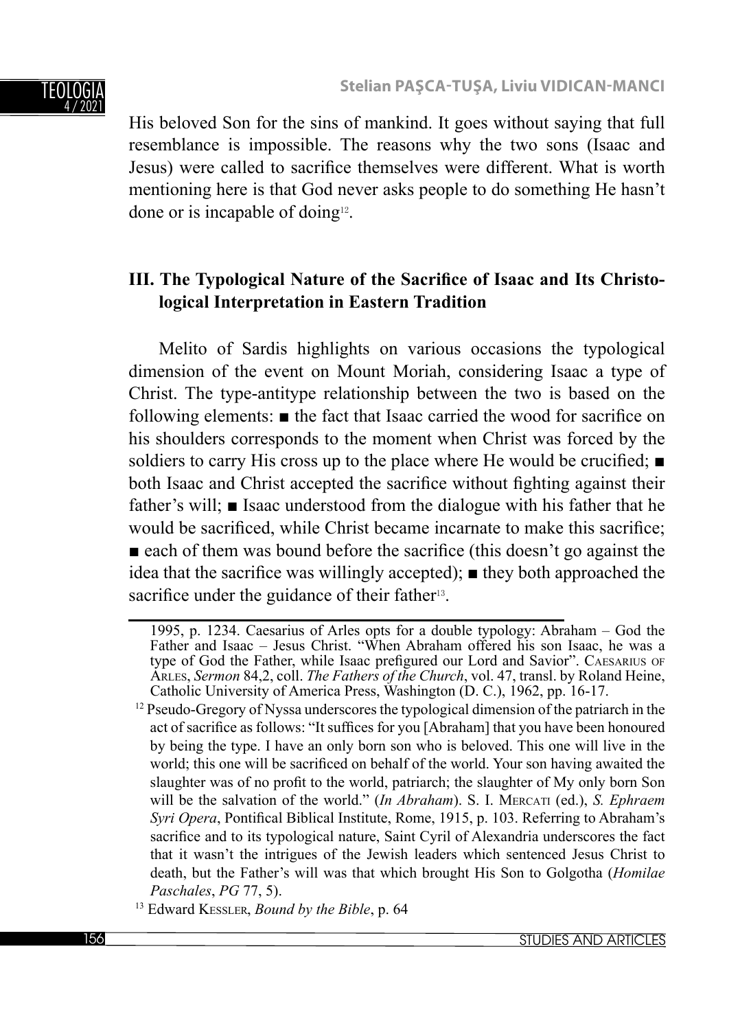His beloved Son for the sins of mankind. It goes without saying that full resemblance is impossible. The reasons why the two sons (Isaac and Jesus) were called to sacrifice themselves were different. What is worth mentioning here is that God never asks people to do something He hasn't done or is incapable of doing[12].

## III. The Typological Nature of the Sacrifice of Isaac and Its Christological Interpretation in Eastern Tradition

Melito of Sardis highlights on various occasions the typological dimension of the event on Mount Moriah, considering Isaac a type of Christ. The type-antitype relationship between the two is based on the following elements: ■ the fact that Isaac carried the wood for sacrifice on his shoulders corresponds to the moment when Christ was forced by the soldiers to carry His cross up to the place where He would be crucified; ■ both Isaac and Christ accepted the sacrifice without fighting against their father's will; ■ Isaac understood from the dialogue with his father that he would be sacrificed, while Christ became incarnate to make this sacrifice; ■ each of them was bound before the sacrifice (this doesn't go against the idea that the sacrifice was willingly accepted); ■ they both approached the sacrifice under the guidance of their father[13].

---

1995, p. 1234. Caesarius of Arles opts for a double typology: Abraham – God the Father and Isaac – Jesus Christ. "When Abraham offered his son Isaac, he was a type of God the Father, while Isaac prefigured our Lord and Savior". Caesarius of Arles, *Sermon* 84,2, coll. *The Fathers of the Church*, vol. 47, transl. by Roland Heine, Catholic University of America Press, Washington (D. C.), 1962, pp. 16-17.

[12] Pseudo-Gregory of Nyssa underscores the typological dimension of the patriarch in the act of sacrifice as follows: "It suffices for you [Abraham] that you have been honoured by being the type. I have an only born son who is beloved. This one will live in the world; this one will be sacrificed on behalf of the world. Your son having awaited the slaughter was of no profit to the world, patriarch; the slaughter of My only born Son will be the salvation of the world." (*In Abraham*). S. I. Mercati (ed.), *S. Ephraem Syri Opera*, Pontifical Biblical Institute, Rome, 1915, p. 103. Referring to Abraham's sacrifice and to its typological nature, Saint Cyril of Alexandria underscores the fact that it wasn't the intrigues of the Jewish leaders which sentenced Jesus Christ to death, but the Father's will was that which brought His Son to Golgotha (*Homilae Paschales*, *PG* 77, 5).

[13] Edward Kessler, *Bound by the Bible*, p. 64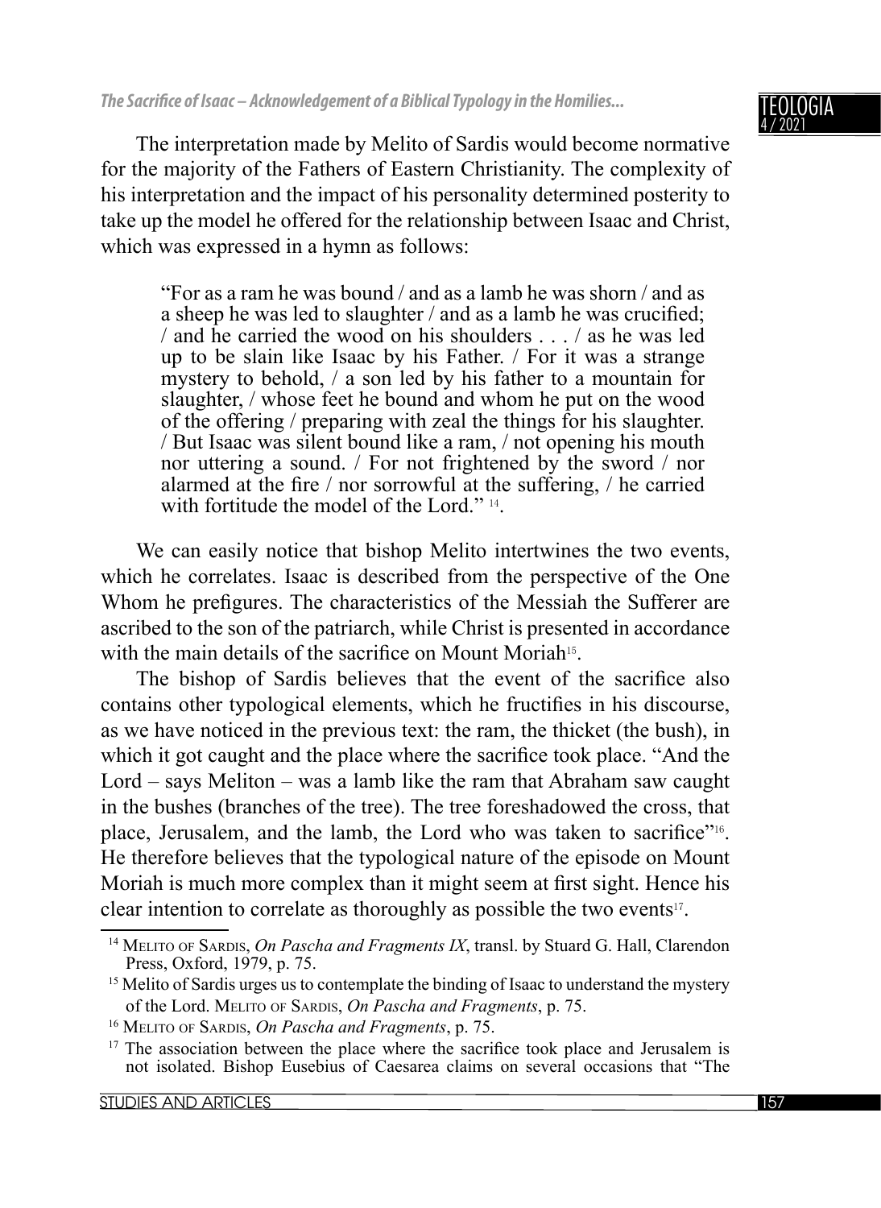The interpretation made by Melito of Sardis would become normative for the majority of the Fathers of Eastern Christianity. The complexity of his interpretation and the impact of his personality determined posterity to take up the model he offered for the relationship between Isaac and Christ, which was expressed in a hymn as follows:

> "For as a ram he was bound / and as a lamb he was shorn / and as a sheep he was led to slaughter / and as a lamb he was crucified; / and he carried the wood on his shoulders . . . / as he was led up to be slain like Isaac by his Father. / For it was a strange mystery to behold, / a son led by his father to a mountain for slaughter, / whose feet he bound and whom he put on the wood of the offering / preparing with zeal the things for his slaughter. / But Isaac was silent bound like a ram, / not opening his mouth nor uttering a sound. / For not frightened by the sword / nor alarmed at the fire / nor sorrowful at the suffering, / he carried with fortitude the model of the Lord." [14].

We can easily notice that bishop Melito intertwines the two events, which he correlates. Isaac is described from the perspective of the One Whom he prefigures. The characteristics of the Messiah the Sufferer are ascribed to the son of the patriarch, while Christ is presented in accordance with the main details of the sacrifice on Mount Moriah[15].

The bishop of Sardis believes that the event of the sacrifice also contains other typological elements, which he fructifies in his discourse, as we have noticed in the previous text: the ram, the thicket (the bush), in which it got caught and the place where the sacrifice took place. "And the Lord – says Meliton – was a lamb like the ram that Abraham saw caught in the bushes (branches of the tree). The tree foreshadowed the cross, that place, Jerusalem, and the lamb, the Lord who was taken to sacrifice"[16]. He therefore believes that the typological nature of the episode on Mount Moriah is much more complex than it might seem at first sight. Hence his clear intention to correlate as thoroughly as possible the two events[17].

---

[14] Melito of Sardis, *On Pascha and Fragments IX*, transl. by Stuard G. Hall, Clarendon Press, Oxford, 1979, p. 75.

[15] Melito of Sardis urges us to contemplate the binding of Isaac to understand the mystery of the Lord. Melito of Sardis, *On Pascha and Fragments*, p. 75.

[16] Melito of Sardis, *On Pascha and Fragments*, p. 75.

[17] The association between the place where the sacrifice took place and Jerusalem is not isolated. Bishop Eusebius of Caesarea claims on several occasions that "The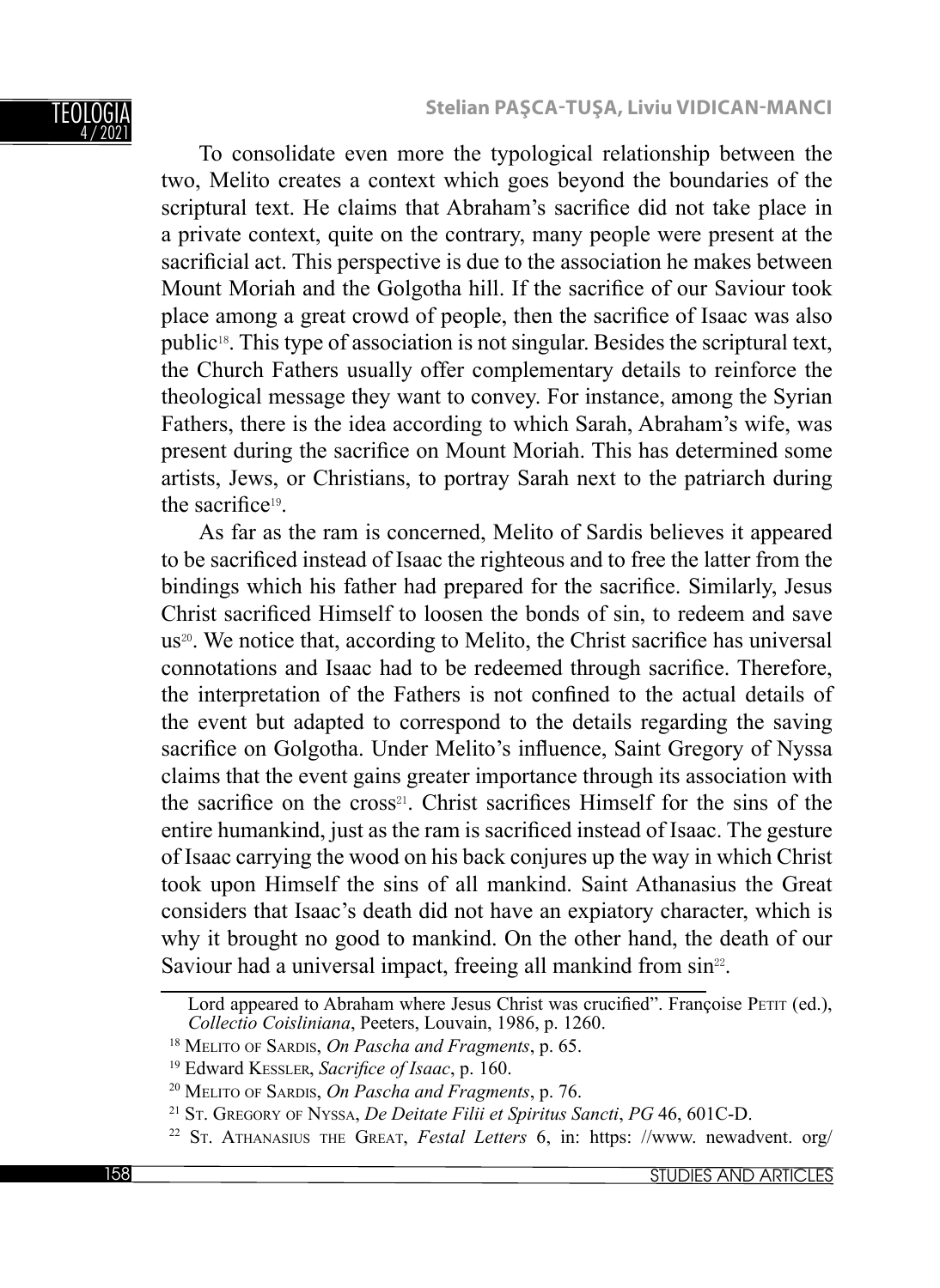To consolidate even more the typological relationship between the two, Melito creates a context which goes beyond the boundaries of the scriptural text. He claims that Abraham's sacrifice did not take place in a private context, quite on the contrary, many people were present at the sacrificial act. This perspective is due to the association he makes between Mount Moriah and the Golgotha hill. If the sacrifice of our Saviour took place among a great crowd of people, then the sacrifice of Isaac was also public[18]. This type of association is not singular. Besides the scriptural text, the Church Fathers usually offer complementary details to reinforce the theological message they want to convey. For instance, among the Syrian Fathers, there is the idea according to which Sarah, Abraham's wife, was present during the sacrifice on Mount Moriah. This has determined some artists, Jews, or Christians, to portray Sarah next to the patriarch during the sacrifice[19].

As far as the ram is concerned, Melito of Sardis believes it appeared to be sacrificed instead of Isaac the righteous and to free the latter from the bindings which his father had prepared for the sacrifice. Similarly, Jesus Christ sacrificed Himself to loosen the bonds of sin, to redeem and save us[20]. We notice that, according to Melito, the Christ sacrifice has universal connotations and Isaac had to be redeemed through sacrifice. Therefore, the interpretation of the Fathers is not confined to the actual details of the event but adapted to correspond to the details regarding the saving sacrifice on Golgotha. Under Melito's influence, Saint Gregory of Nyssa claims that the event gains greater importance through its association with the sacrifice on the cross[21]. Christ sacrifices Himself for the sins of the entire humankind, just as the ram is sacrificed instead of Isaac. The gesture of Isaac carrying the wood on his back conjures up the way in which Christ took upon Himself the sins of all mankind. Saint Athanasius the Great considers that Isaac's death did not have an expiatory character, which is why it brought no good to mankind. On the other hand, the death of our Saviour had a universal impact, freeing all mankind from sin[22].

---

Lord appeared to Abraham where Jesus Christ was crucified". Françoise Petit (ed.), *Collectio Coisliniana*, Peeters, Louvain, 1986, p. 1260.

[18] Melito of Sardis, *On Pascha and Fragments*, p. 65.

[19] Edward Kessler, *Sacrifice of Isaac*, p. 160.

[20] Melito of Sardis, *On Pascha and Fragments*, p. 76.

[21] St. Gregory of Nyssa, *De Deitate Filii et Spiritus Sancti*, *PG* 46, 601C-D.

[22] St. Athanasius the Great, *Festal Letters* 6, in: https: //www. newadvent. org/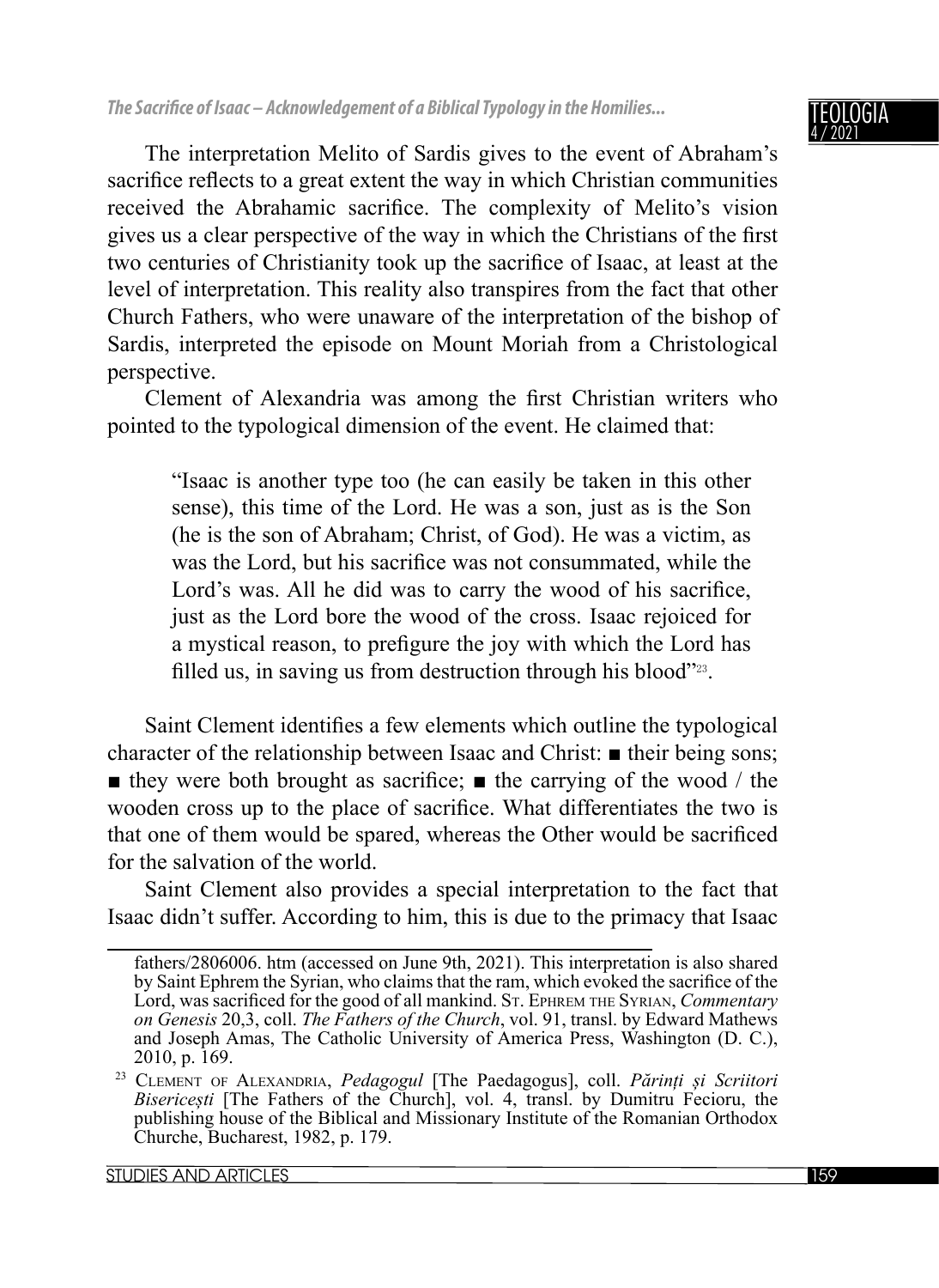The interpretation Melito of Sardis gives to the event of Abraham's sacrifice reflects to a great extent the way in which Christian communities received the Abrahamic sacrifice. The complexity of Melito's vision gives us a clear perspective of the way in which the Christians of the first two centuries of Christianity took up the sacrifice of Isaac, at least at the level of interpretation. This reality also transpires from the fact that other Church Fathers, who were unaware of the interpretation of the bishop of Sardis, interpreted the episode on Mount Moriah from a Christological perspective.

Clement of Alexandria was among the first Christian writers who pointed to the typological dimension of the event. He claimed that:

> "Isaac is another type too (he can easily be taken in this other sense), this time of the Lord. He was a son, just as is the Son (he is the son of Abraham; Christ, of God). He was a victim, as was the Lord, but his sacrifice was not consummated, while the Lord's was. All he did was to carry the wood of his sacrifice, just as the Lord bore the wood of the cross. Isaac rejoiced for a mystical reason, to prefigure the joy with which the Lord has filled us, in saving us from destruction through his blood"[23].

Saint Clement identifies a few elements which outline the typological character of the relationship between Isaac and Christ: ■ their being sons; ■ they were both brought as sacrifice; ■ the carrying of the wood / the wooden cross up to the place of sacrifice. What differentiates the two is that one of them would be spared, whereas the Other would be sacrificed for the salvation of the world.

Saint Clement also provides a special interpretation to the fact that Isaac didn't suffer. According to him, this is due to the primacy that Isaac

---

fathers/2806006. htm (accessed on June 9th, 2021). This interpretation is also shared by Saint Ephrem the Syrian, who claims that the ram, which evoked the sacrifice of the Lord, was sacrificed for the good of all mankind. St. Ephrem the Syrian, *Commentary on Genesis* 20,3, coll. *The Fathers of the Church*, vol. 91, transl. by Edward Mathews and Joseph Amas, The Catholic University of America Press, Washington (D. C.), 2010, p. 169.

[23] Clement of Alexandria, *Pedagogul* [The Paedagogus], coll. *Părinți și Scriitori Bisericești* [The Fathers of the Church], vol. 4, transl. by Dumitru Fecioru, the publishing house of the Biblical and Missionary Institute of the Romanian Orthodox Churche, Bucharest, 1982, p. 179.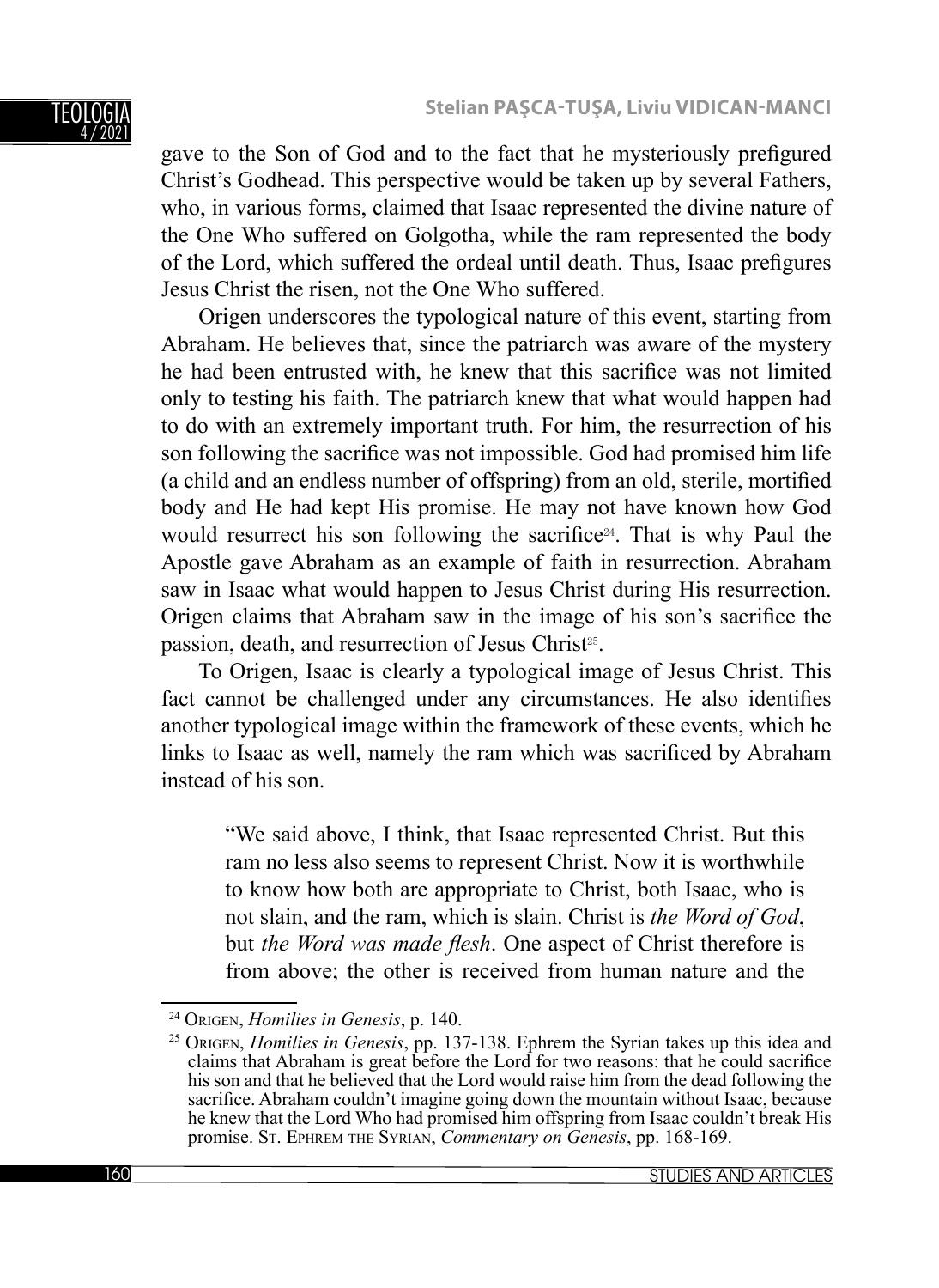gave to the Son of God and to the fact that he mysteriously prefigured Christ's Godhead. This perspective would be taken up by several Fathers, who, in various forms, claimed that Isaac represented the divine nature of the One Who suffered on Golgotha, while the ram represented the body of the Lord, which suffered the ordeal until death. Thus, Isaac prefigures Jesus Christ the risen, not the One Who suffered.

Origen underscores the typological nature of this event, starting from Abraham. He believes that, since the patriarch was aware of the mystery he had been entrusted with, he knew that this sacrifice was not limited only to testing his faith. The patriarch knew that what would happen had to do with an extremely important truth. For him, the resurrection of his son following the sacrifice was not impossible. God had promised him life (a child and an endless number of offspring) from an old, sterile, mortified body and He had kept His promise. He may not have known how God would resurrect his son following the sacrifice[24]. That is why Paul the Apostle gave Abraham as an example of faith in resurrection. Abraham saw in Isaac what would happen to Jesus Christ during His resurrection. Origen claims that Abraham saw in the image of his son's sacrifice the passion, death, and resurrection of Jesus Christ[25].

To Origen, Isaac is clearly a typological image of Jesus Christ. This fact cannot be challenged under any circumstances. He also identifies another typological image within the framework of these events, which he links to Isaac as well, namely the ram which was sacrificed by Abraham instead of his son.

> "We said above, I think, that Isaac represented Christ. But this ram no less also seems to represent Christ. Now it is worthwhile to know how both are appropriate to Christ, both Isaac, who is not slain, and the ram, which is slain. Christ is *the Word of God*, but *the Word was made flesh*. One aspect of Christ therefore is from above; the other is received from human nature and the

---

[24] Origen, *Homilies in Genesis*, p. 140.

[25] Origen, *Homilies in Genesis*, pp. 137-138. Ephrem the Syrian takes up this idea and claims that Abraham is great before the Lord for two reasons: that he could sacrifice his son and that he believed that the Lord would raise him from the dead following the sacrifice. Abraham couldn't imagine going down the mountain without Isaac, because he knew that the Lord Who had promised him offspring from Isaac couldn't break His promise. St. Ephrem the Syrian, *Commentary on Genesis*, pp. 168-169.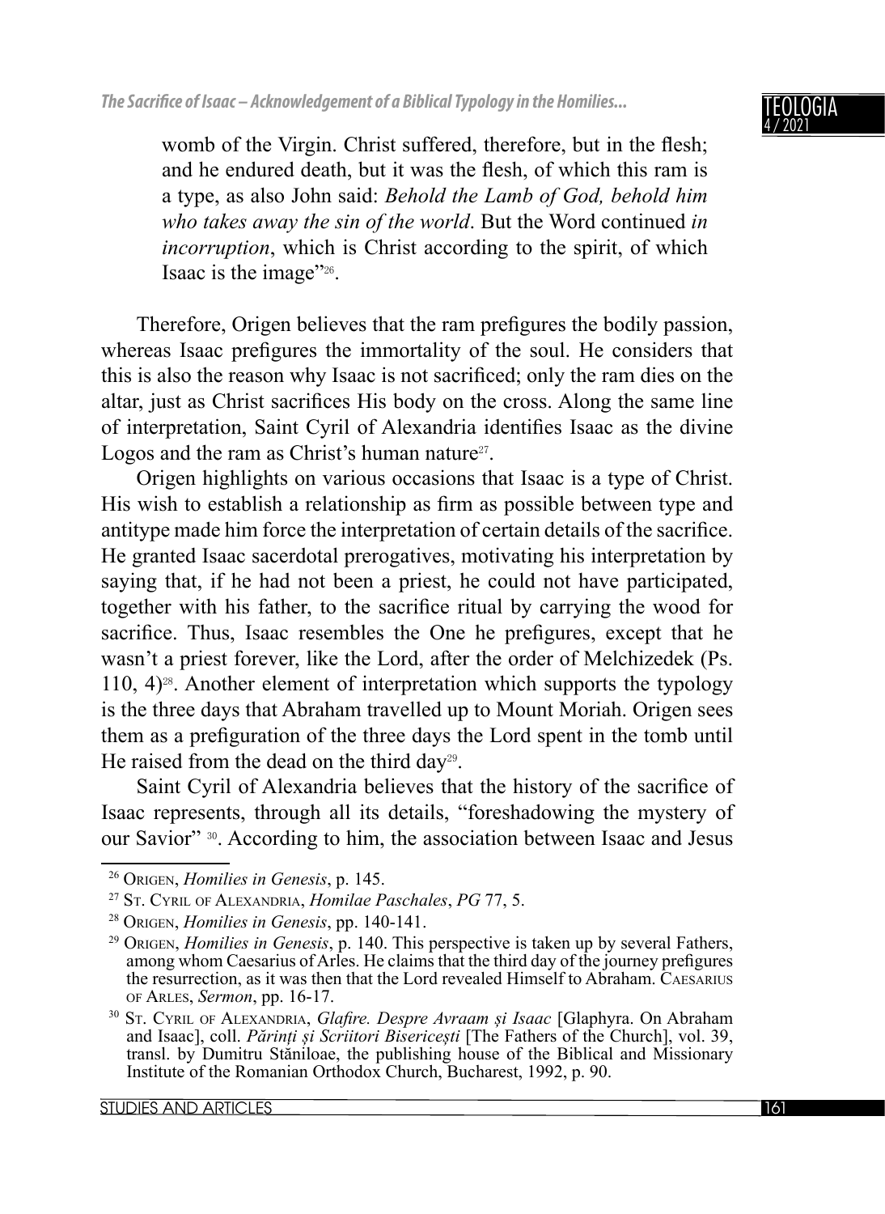womb of the Virgin. Christ suffered, therefore, but in the flesh; and he endured death, but it was the flesh, of which this ram is a type, as also John said: *Behold the Lamb of God, behold him who takes away the sin of the world*. But the Word continued *in incorruption*, which is Christ according to the spirit, of which Isaac is the image"[26].

Therefore, Origen believes that the ram prefigures the bodily passion, whereas Isaac prefigures the immortality of the soul. He considers that this is also the reason why Isaac is not sacrificed; only the ram dies on the altar, just as Christ sacrifices His body on the cross. Along the same line of interpretation, Saint Cyril of Alexandria identifies Isaac as the divine Logos and the ram as Christ's human nature[27].

Origen highlights on various occasions that Isaac is a type of Christ. His wish to establish a relationship as firm as possible between type and antitype made him force the interpretation of certain details of the sacrifice. He granted Isaac sacerdotal prerogatives, motivating his interpretation by saying that, if he had not been a priest, he could not have participated, together with his father, to the sacrifice ritual by carrying the wood for sacrifice. Thus, Isaac resembles the One he prefigures, except that he wasn't a priest forever, like the Lord, after the order of Melchizedek (Ps. 110, 4)[28]. Another element of interpretation which supports the typology is the three days that Abraham travelled up to Mount Moriah. Origen sees them as a prefiguration of the three days the Lord spent in the tomb until He raised from the dead on the third day[29].

Saint Cyril of Alexandria believes that the history of the sacrifice of Isaac represents, through all its details, "foreshadowing the mystery of our Savior" [30]. According to him, the association between Isaac and Jesus

---

[26] Origen, *Homilies in Genesis*, p. 145.

[27] St. Cyril of Alexandria, *Homilae Paschales*, *PG* 77, 5.

[28] Origen, *Homilies in Genesis*, pp. 140-141.

[29] Origen, *Homilies in Genesis*, p. 140. This perspective is taken up by several Fathers, among whom Caesarius of Arles. He claims that the third day of the journey prefigures the resurrection, as it was then that the Lord revealed Himself to Abraham. Caesarius of Arles, *Sermon*, pp. 16-17.

[30] St. Cyril of Alexandria, *Glafire. Despre Avraam și Isaac* [Glaphyra. On Abraham and Isaac], coll. *Părinți și Scriitori Bisericești* [The Fathers of the Church], vol. 39, transl. by Dumitru Stăniloae, the publishing house of the Biblical and Missionary Institute of the Romanian Orthodox Church, Bucharest, 1992, p. 90.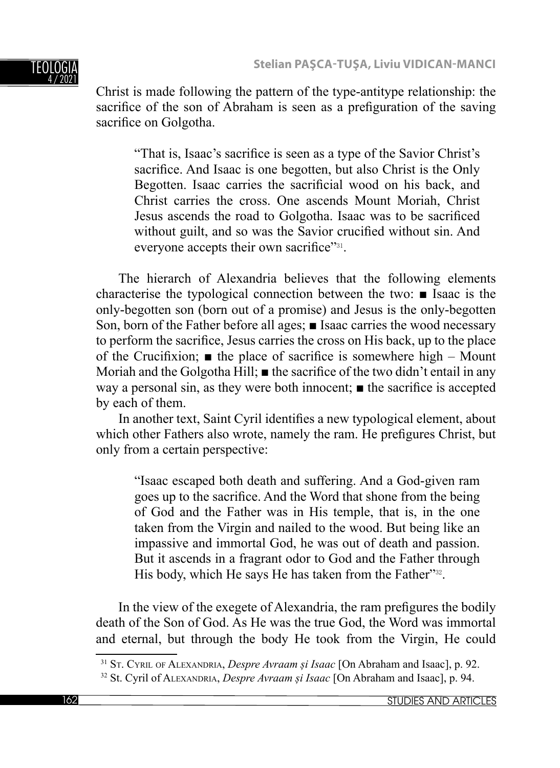Christ is made following the pattern of the type-antitype relationship: the sacrifice of the son of Abraham is seen as a prefiguration of the saving sacrifice on Golgotha.

> "That is, Isaac's sacrifice is seen as a type of the Savior Christ's sacrifice. And Isaac is one begotten, but also Christ is the Only Begotten. Isaac carries the sacrificial wood on his back, and Christ carries the cross. One ascends Mount Moriah, Christ Jesus ascends the road to Golgotha. Isaac was to be sacrificed without guilt, and so was the Savior crucified without sin. And everyone accepts their own sacrifice"[31].

The hierarch of Alexandria believes that the following elements characterise the typological connection between the two: ■ Isaac is the only-begotten son (born out of a promise) and Jesus is the only-begotten Son, born of the Father before all ages; ■ Isaac carries the wood necessary to perform the sacrifice, Jesus carries the cross on His back, up to the place of the Crucifixion; ■ the place of sacrifice is somewhere high – Mount Moriah and the Golgotha Hill; ■ the sacrifice of the two didn't entail in any way a personal sin, as they were both innocent; ■ the sacrifice is accepted by each of them.

In another text, Saint Cyril identifies a new typological element, about which other Fathers also wrote, namely the ram. He prefigures Christ, but only from a certain perspective:

> "Isaac escaped both death and suffering. And a God-given ram goes up to the sacrifice. And the Word that shone from the being of God and the Father was in His temple, that is, in the one taken from the Virgin and nailed to the wood. But being like an impassive and immortal God, he was out of death and passion. But it ascends in a fragrant odor to God and the Father through His body, which He says He has taken from the Father"[32].

In the view of the exegete of Alexandria, the ram prefigures the bodily death of the Son of God. As He was the true God, the Word was immortal and eternal, but through the body He took from the Virgin, He could

---

[31] St. Cyril of Alexandria, *Despre Avraam și Isaac* [On Abraham and Isaac], p. 92.

[32] St. Cyril of Alexandria, *Despre Avraam și Isaac* [On Abraham and Isaac], p. 94.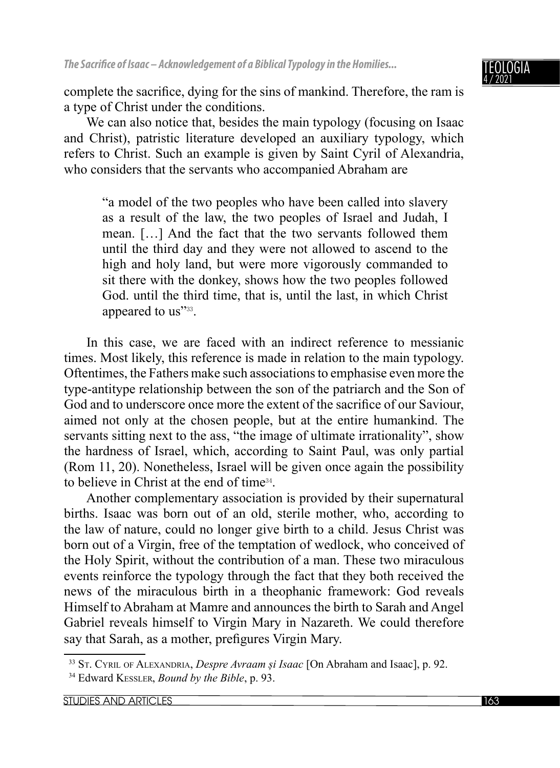complete the sacrifice, dying for the sins of mankind. Therefore, the ram is a type of Christ under the conditions.

We can also notice that, besides the main typology (focusing on Isaac and Christ), patristic literature developed an auxiliary typology, which refers to Christ. Such an example is given by Saint Cyril of Alexandria, who considers that the servants who accompanied Abraham are

> "a model of the two peoples who have been called into slavery as a result of the law, the two peoples of Israel and Judah, I mean. […] And the fact that the two servants followed them until the third day and they were not allowed to ascend to the high and holy land, but were more vigorously commanded to sit there with the donkey, shows how the two peoples followed God. until the third time, that is, until the last, in which Christ appeared to us"[33].

In this case, we are faced with an indirect reference to messianic times. Most likely, this reference is made in relation to the main typology. Oftentimes, the Fathers make such associations to emphasise even more the type-antitype relationship between the son of the patriarch and the Son of God and to underscore once more the extent of the sacrifice of our Saviour, aimed not only at the chosen people, but at the entire humankind. The servants sitting next to the ass, "the image of ultimate irrationality", show the hardness of Israel, which, according to Saint Paul, was only partial (Rom 11, 20). Nonetheless, Israel will be given once again the possibility to believe in Christ at the end of time[34].

Another complementary association is provided by their supernatural births. Isaac was born out of an old, sterile mother, who, according to the law of nature, could no longer give birth to a child. Jesus Christ was born out of a Virgin, free of the temptation of wedlock, who conceived of the Holy Spirit, without the contribution of a man. These two miraculous events reinforce the typology through the fact that they both received the news of the miraculous birth in a theophanic framework: God reveals Himself to Abraham at Mamre and announces the birth to Sarah and Angel Gabriel reveals himself to Virgin Mary in Nazareth. We could therefore say that Sarah, as a mother, prefigures Virgin Mary.

---

[33] St. Cyril of Alexandria, *Despre Avraam și Isaac* [On Abraham and Isaac], p. 92.

[34] Edward Kessler, *Bound by the Bible*, p. 93.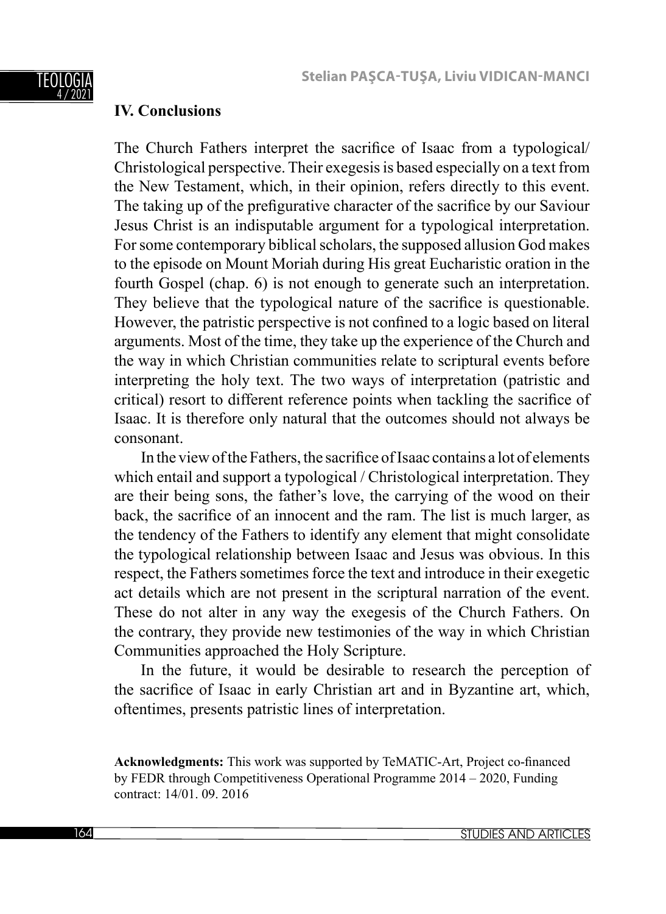## IV. Conclusions

The Church Fathers interpret the sacrifice of Isaac from a typological/ Christological perspective. Their exegesis is based especially on a text from the New Testament, which, in their opinion, refers directly to this event. The taking up of the prefigurative character of the sacrifice by our Saviour Jesus Christ is an indisputable argument for a typological interpretation. For some contemporary biblical scholars, the supposed allusion God makes to the episode on Mount Moriah during His great Eucharistic oration in the fourth Gospel (chap. 6) is not enough to generate such an interpretation. They believe that the typological nature of the sacrifice is questionable. However, the patristic perspective is not confined to a logic based on literal arguments. Most of the time, they take up the experience of the Church and the way in which Christian communities relate to scriptural events before interpreting the holy text. The two ways of interpretation (patristic and critical) resort to different reference points when tackling the sacrifice of Isaac. It is therefore only natural that the outcomes should not always be consonant.

In the view of the Fathers, the sacrifice of Isaac contains a lot of elements which entail and support a typological / Christological interpretation. They are their being sons, the father's love, the carrying of the wood on their back, the sacrifice of an innocent and the ram. The list is much larger, as the tendency of the Fathers to identify any element that might consolidate the typological relationship between Isaac and Jesus was obvious. In this respect, the Fathers sometimes force the text and introduce in their exegetic act details which are not present in the scriptural narration of the event. These do not alter in any way the exegesis of the Church Fathers. On the contrary, they provide new testimonies of the way in which Christian Communities approached the Holy Scripture.

In the future, it would be desirable to research the perception of the sacrifice of Isaac in early Christian art and in Byzantine art, which, oftentimes, presents patristic lines of interpretation.

**Acknowledgments:** This work was supported by TeMATIC-Art, Project co-financed by FEDR through Competitiveness Operational Programme 2014 – 2020, Funding contract: 14/01. 09. 2016